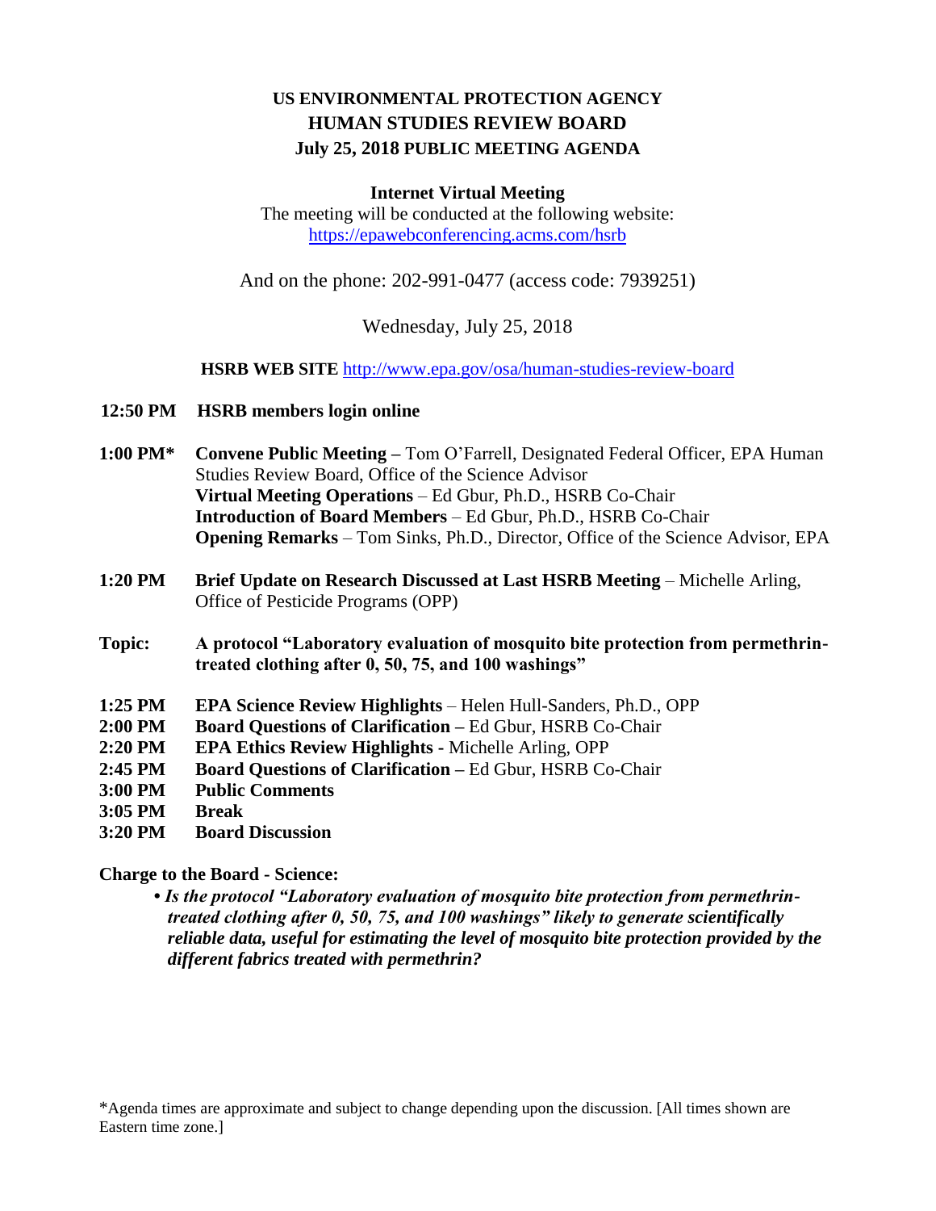# US ENVIRONMENTAL PROTECTION AGENCY
# HUMAN STUDIES REVIEW BOARD
## July 25, 2018 PUBLIC MEETING AGENDA

**Internet Virtual Meeting**

The meeting will be conducted at the following website:
https://epawebconferencing.acms.com/hsrb

And on the phone: 202-991-0477 (access code: 7939251)

Wednesday, July 25, 2018

**HSRB WEB SITE** http://www.epa.gov/osa/human-studies-review-board

**12:50 PM** **HSRB members login online**

**1:00 PM*** **Convene Public Meeting –** Tom O'Farrell, Designated Federal Officer, EPA Human Studies Review Board, Office of the Science Advisor
**Virtual Meeting Operations** – Ed Gbur, Ph.D., HSRB Co-Chair
**Introduction of Board Members** – Ed Gbur, Ph.D., HSRB Co-Chair
**Opening Remarks** – Tom Sinks, Ph.D., Director, Office of the Science Advisor, EPA

**1:20 PM** **Brief Update on Research Discussed at Last HSRB Meeting** – Michelle Arling, Office of Pesticide Programs (OPP)

**Topic:** **A protocol "Laboratory evaluation of mosquito bite protection from permethrin-treated clothing after 0, 50, 75, and 100 washings"**

**1:25 PM** **EPA Science Review Highlights** – Helen Hull-Sanders, Ph.D., OPP
**2:00 PM** **Board Questions of Clarification –** Ed Gbur, HSRB Co-Chair
**2:20 PM** **EPA Ethics Review Highlights -** Michelle Arling, OPP
**2:45 PM** **Board Questions of Clarification –** Ed Gbur, HSRB Co-Chair
**3:00 PM** **Public Comments**
**3:05 PM** **Break**
**3:20 PM** **Board Discussion**

**Charge to the Board - Science:**

- ***Is the protocol "Laboratory evaluation of mosquito bite protection from permethrin-treated clothing after 0, 50, 75, and 100 washings" likely to generate scientifically reliable data, useful for estimating the level of mosquito bite protection provided by the different fabrics treated with permethrin?***

*Agenda times are approximate and subject to change depending upon the discussion. [All times shown are Eastern time zone.]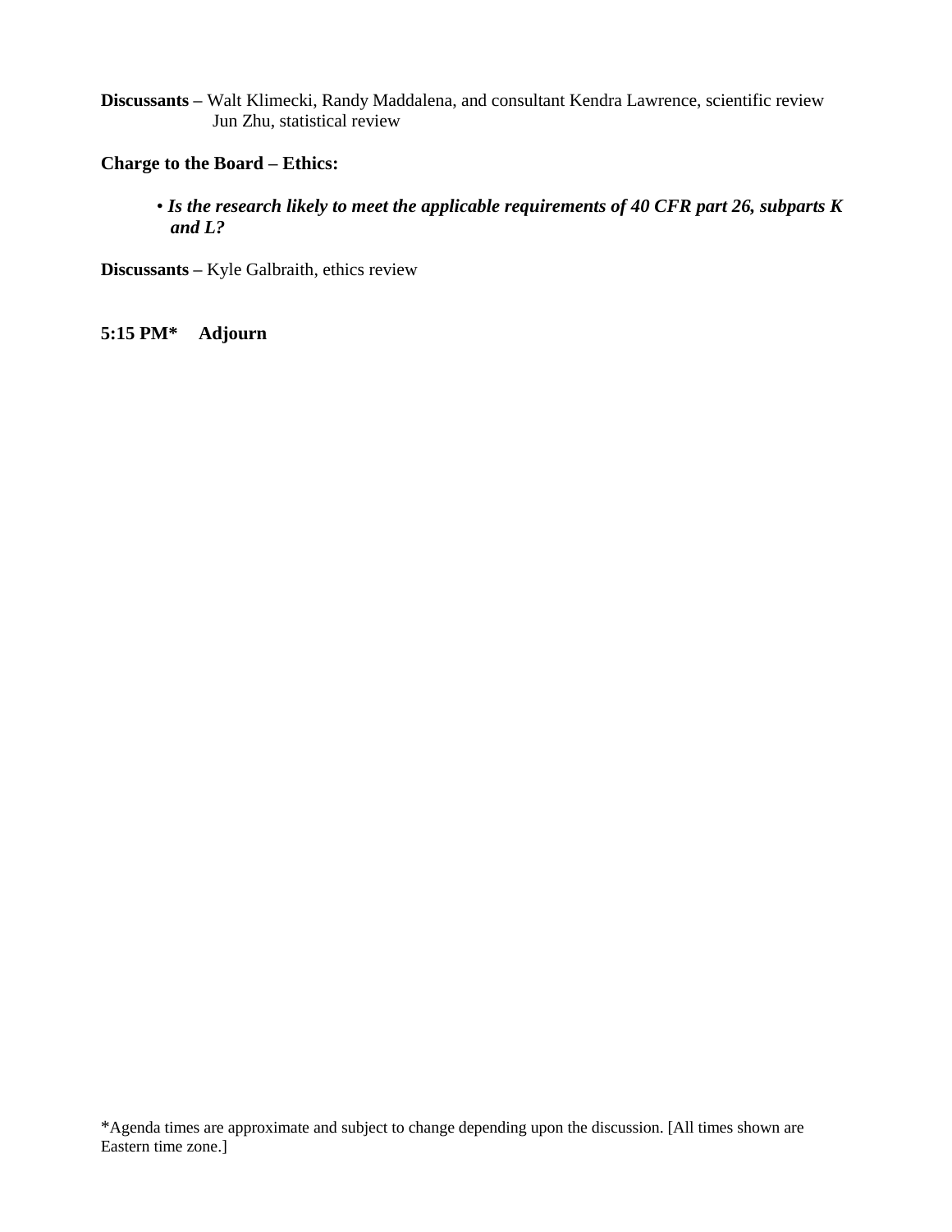**Discussants –** Walt Klimecki, Randy Maddalena, and consultant Kendra Lawrence, scientific review
Jun Zhu, statistical review

**Charge to the Board – Ethics:**

- ***Is the research likely to meet the applicable requirements of 40 CFR part 26, subparts K and L?***

**Discussants –** Kyle Galbraith, ethics review

**5:15 PM*     Adjourn**

*Agenda times are approximate and subject to change depending upon the discussion. [All times shown are Eastern time zone.]